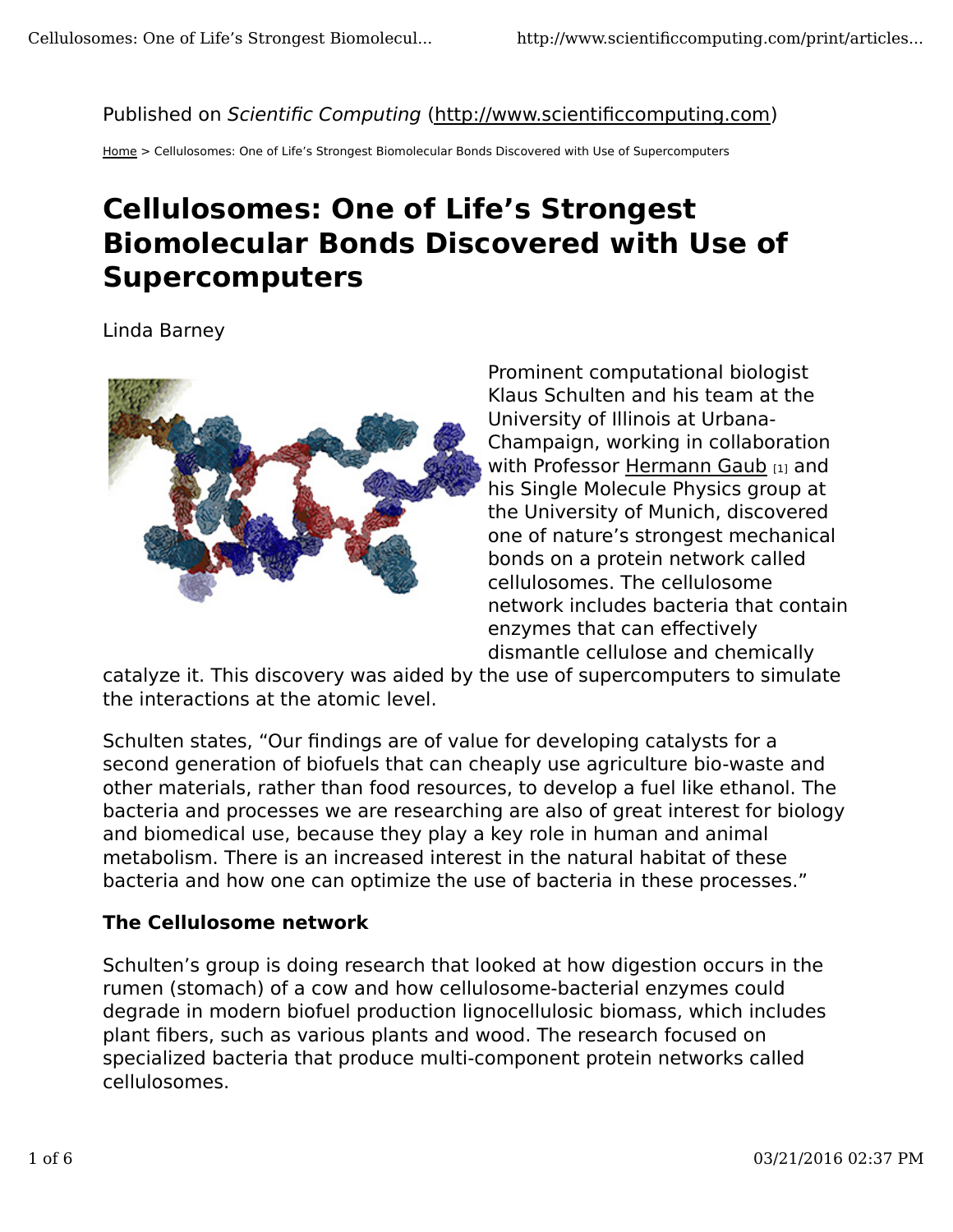Published on *Scientific Computing* (http://www.scientificcomputing.com)

Home > Cellulosomes: One of Life's Strongest Biomolecular Bonds Discovered with Use of Supercomputers

# Cellulosomes: One of Life's Strongest Biomolecular Bonds Discovered with Use of Supercomputers

Linda Barney

Prominent computational biologist Klaus Schulten and his team at the University of Illinois at Urbana-Champaign, working in collaboration with Professor Hermann Gaub [1] and his Single Molecule Physics group at the University of Munich, discovered one of nature's strongest mechanical bonds on a protein network called cellulosomes. The cellulosome network includes bacteria that contain enzymes that can effectively dismantle cellulose and chemically catalyze it. This discovery was aided by the use of supercomputers to simulate the interactions at the atomic level.

Schulten states, "Our findings are of value for developing catalysts for a second generation of biofuels that can cheaply use agriculture bio-waste and other materials, rather than food resources, to develop a fuel like ethanol. The bacteria and processes we are researching are also of great interest for biology and biomedical use, because they play a key role in human and animal metabolism. There is an increased interest in the natural habitat of these bacteria and how one can optimize the use of bacteria in these processes."

### The Cellulosome network

Schulten's group is doing research that looked at how digestion occurs in the rumen (stomach) of a cow and how cellulosome-bacterial enzymes could degrade in modern biofuel production lignocellulosic biomass, which includes plant fibers, such as various plants and wood. The research focused on specialized bacteria that produce multi-component protein networks called cellulosomes.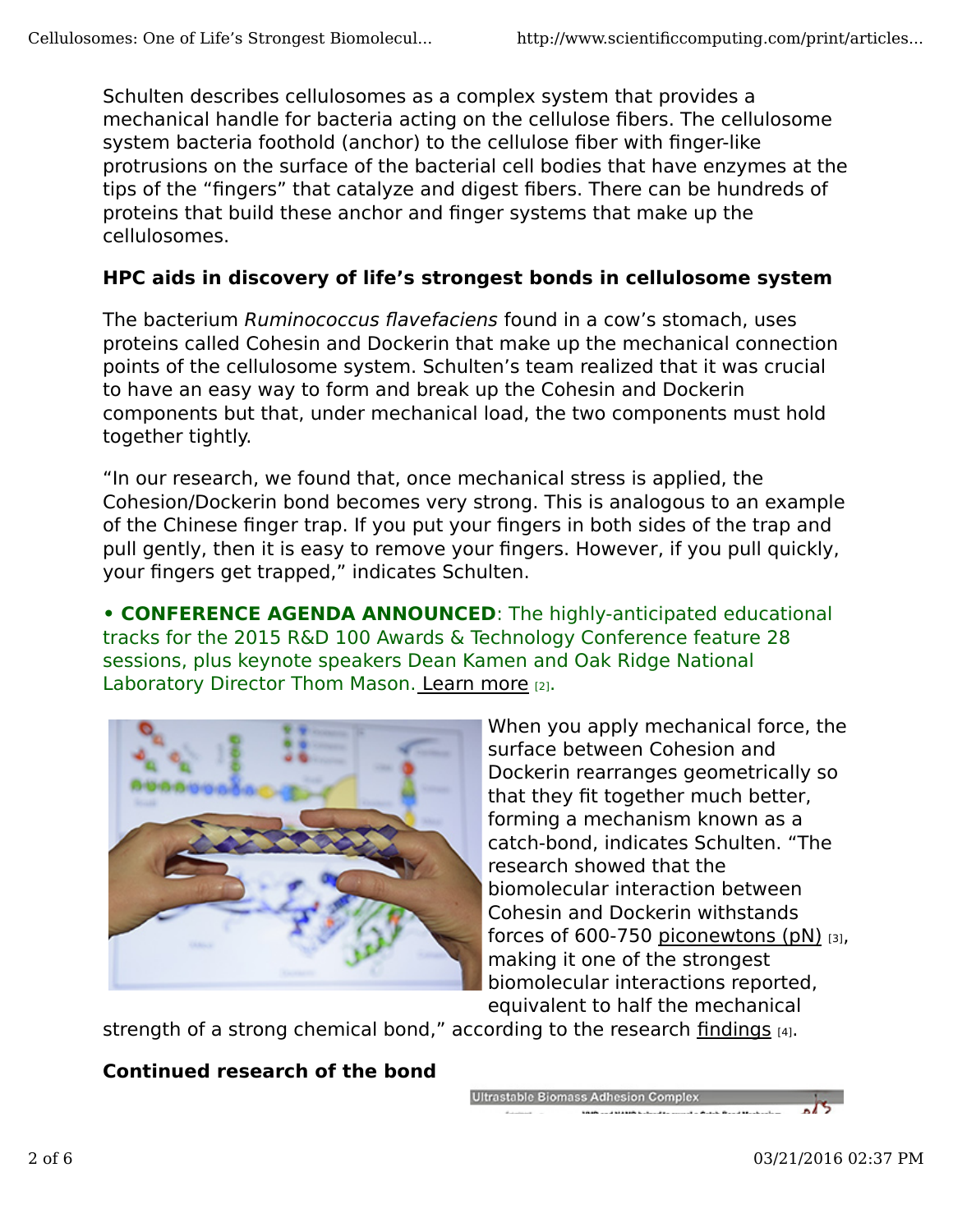Schulten describes cellulosomes as a complex system that provides a mechanical handle for bacteria acting on the cellulose fibers. The cellulosome system bacteria foothold (anchor) to the cellulose fiber with finger-like protrusions on the surface of the bacterial cell bodies that have enzymes at the tips of the "fingers" that catalyze and digest fibers. There can be hundreds of proteins that build these anchor and finger systems that make up the cellulosomes.

**HPC aids in discovery of life's strongest bonds in cellulosome system**

The bacterium *Ruminococcus flavefaciens* found in a cow's stomach, uses proteins called Cohesin and Dockerin that make up the mechanical connection points of the cellulosome system. Schulten's team realized that it was crucial to have an easy way to form and break up the Cohesin and Dockerin components but that, under mechanical load, the two components must hold together tightly.

"In our research, we found that, once mechanical stress is applied, the Cohesion/Dockerin bond becomes very strong. This is analogous to an example of the Chinese finger trap. If you put your fingers in both sides of the trap and pull gently, then it is easy to remove your fingers. However, if you pull quickly, your fingers get trapped," indicates Schulten.

• **CONFERENCE AGENDA ANNOUNCED**: The highly-anticipated educational tracks for the 2015 R&D 100 Awards & Technology Conference feature 28 sessions, plus keynote speakers Dean Kamen and Oak Ridge National Laboratory Director Thom Mason. Learn more [2].

When you apply mechanical force, the surface between Cohesion and Dockerin rearranges geometrically so that they fit together much better, forming a mechanism known as a catch-bond, indicates Schulten. "The research showed that the biomolecular interaction between Cohesin and Dockerin withstands forces of 600-750 piconewtons (pN) [3], making it one of the strongest biomolecular interactions reported, equivalent to half the mechanical strength of a strong chemical bond," according to the research findings [4].

**Continued research of the bond**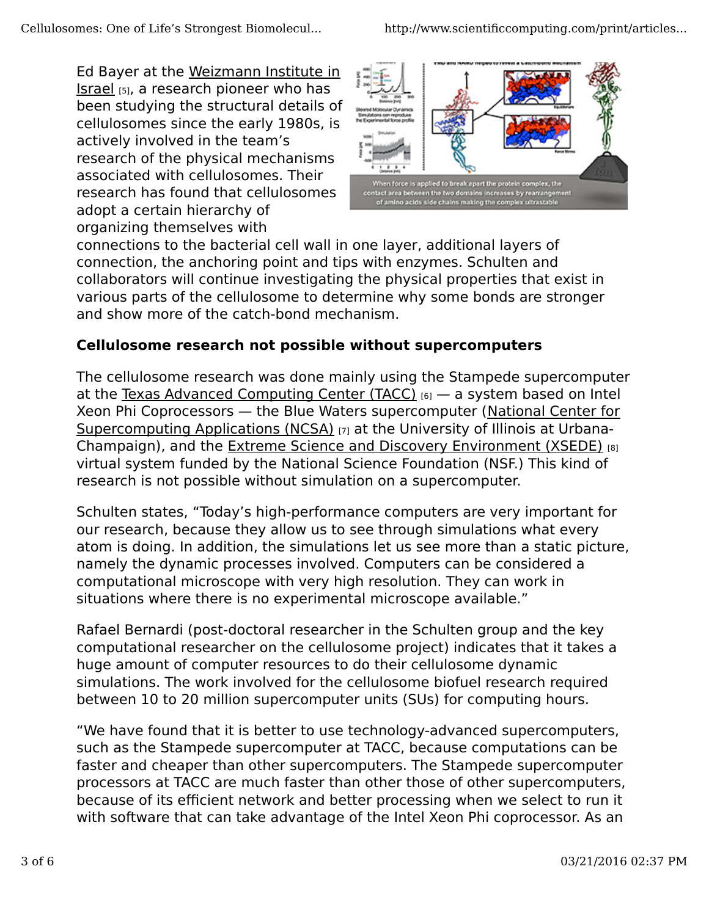Ed Bayer at the Weizmann Institute in Israel [5], a research pioneer who has been studying the structural details of cellulosomes since the early 1980s, is actively involved in the team's research of the physical mechanisms associated with cellulosomes. Their research has found that cellulosomes adopt a certain hierarchy of organizing themselves with connections to the bacterial cell wall in one layer, additional layers of connection, the anchoring point and tips with enzymes. Schulten and collaborators will continue investigating the physical properties that exist in various parts of the cellulosome to determine why some bonds are stronger and show more of the catch-bond mechanism.

When force is applied to break apart the protein complex, the contact area between the two domains increases by rearrangement of amino acids side chains making the complex ultrastable

**Cellulosome research not possible without supercomputers**

The cellulosome research was done mainly using the Stampede supercomputer at the Texas Advanced Computing Center (TACC) [6] — a system based on Intel Xeon Phi Coprocessors — the Blue Waters supercomputer (National Center for Supercomputing Applications (NCSA) [7] at the University of Illinois at Urbana-Champaign), and the Extreme Science and Discovery Environment (XSEDE) [8] virtual system funded by the National Science Foundation (NSF.) This kind of research is not possible without simulation on a supercomputer.

Schulten states, "Today's high-performance computers are very important for our research, because they allow us to see through simulations what every atom is doing. In addition, the simulations let us see more than a static picture, namely the dynamic processes involved. Computers can be considered a computational microscope with very high resolution. They can work in situations where there is no experimental microscope available."

Rafael Bernardi (post-doctoral researcher in the Schulten group and the key computational researcher on the cellulosome project) indicates that it takes a huge amount of computer resources to do their cellulosome dynamic simulations. The work involved for the cellulosome biofuel research required between 10 to 20 million supercomputer units (SUs) for computing hours.

"We have found that it is better to use technology-advanced supercomputers, such as the Stampede supercomputer at TACC, because computations can be faster and cheaper than other supercomputers. The Stampede supercomputer processors at TACC are much faster than other those of other supercomputers, because of its efficient network and better processing when we select to run it with software that can take advantage of the Intel Xeon Phi coprocessor. As an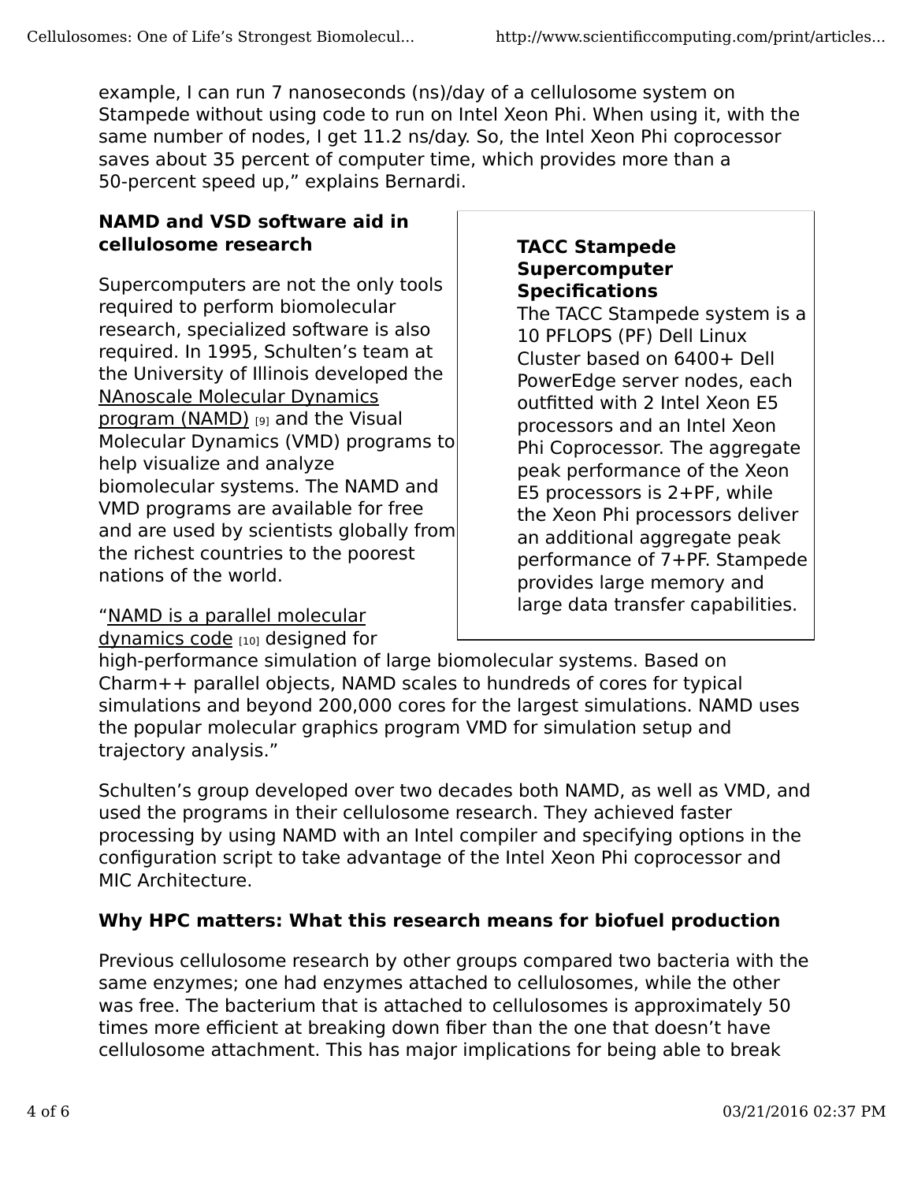example, I can run 7 nanoseconds (ns)/day of a cellulosome system on Stampede without using code to run on Intel Xeon Phi. When using it, with the same number of nodes, I get 11.2 ns/day. So, the Intel Xeon Phi coprocessor saves about 35 percent of computer time, which provides more than a 50-percent speed up," explains Bernardi.

### NAMD and VSD software aid in cellulosome research

Supercomputers are not the only tools required to perform biomolecular research, specialized software is also required. In 1995, Schulten's team at the University of Illinois developed the NAnoscale Molecular Dynamics program (NAMD) [9] and the Visual Molecular Dynamics (VMD) programs to help visualize and analyze biomolecular systems. The NAMD and VMD programs are available for free and are used by scientists globally from the richest countries to the poorest nations of the world.

> **TACC Stampede Supercomputer Specifications**
> The TACC Stampede system is a 10 PFLOPS (PF) Dell Linux Cluster based on 6400+ Dell PowerEdge server nodes, each outfitted with 2 Intel Xeon E5 processors and an Intel Xeon Phi Coprocessor. The aggregate peak performance of the Xeon E5 processors is 2+PF, while the Xeon Phi processors deliver an additional aggregate peak performance of 7+PF. Stampede provides large memory and large data transfer capabilities.

"NAMD is a parallel molecular dynamics code [10] designed for high-performance simulation of large biomolecular systems. Based on Charm++ parallel objects, NAMD scales to hundreds of cores for typical simulations and beyond 200,000 cores for the largest simulations. NAMD uses the popular molecular graphics program VMD for simulation setup and trajectory analysis."

Schulten's group developed over two decades both NAMD, as well as VMD, and used the programs in their cellulosome research. They achieved faster processing by using NAMD with an Intel compiler and specifying options in the configuration script to take advantage of the Intel Xeon Phi coprocessor and MIC Architecture.

### Why HPC matters: What this research means for biofuel production

Previous cellulosome research by other groups compared two bacteria with the same enzymes; one had enzymes attached to cellulosomes, while the other was free. The bacterium that is attached to cellulosomes is approximately 50 times more efficient at breaking down fiber than the one that doesn't have cellulosome attachment. This has major implications for being able to break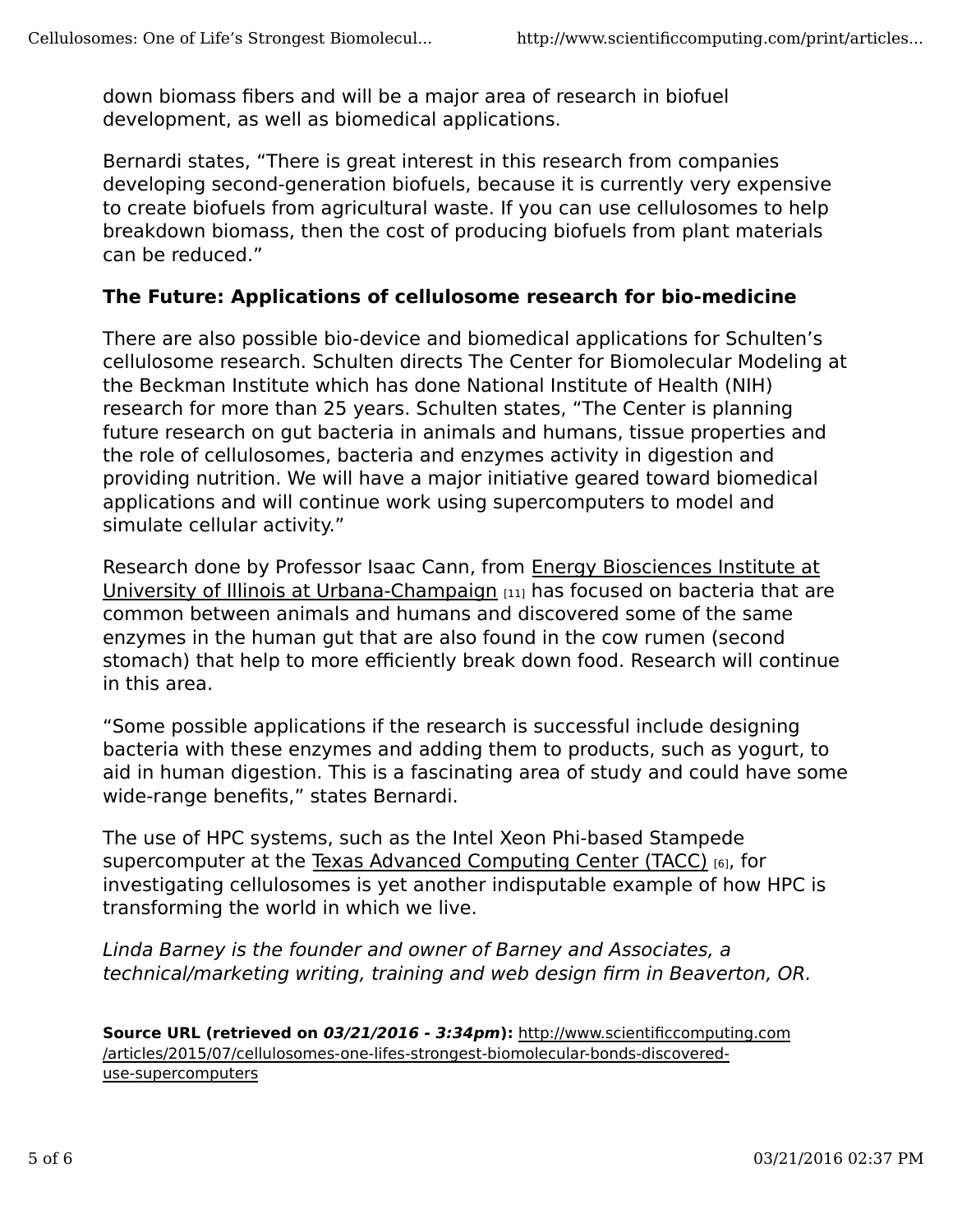down biomass fibers and will be a major area of research in biofuel development, as well as biomedical applications.

Bernardi states, "There is great interest in this research from companies developing second-generation biofuels, because it is currently very expensive to create biofuels from agricultural waste. If you can use cellulosomes to help breakdown biomass, then the cost of producing biofuels from plant materials can be reduced."

**The Future: Applications of cellulosome research for bio-medicine**

There are also possible bio-device and biomedical applications for Schulten's cellulosome research. Schulten directs The Center for Biomolecular Modeling at the Beckman Institute which has done National Institute of Health (NIH) research for more than 25 years. Schulten states, "The Center is planning future research on gut bacteria in animals and humans, tissue properties and the role of cellulosomes, bacteria and enzymes activity in digestion and providing nutrition. We will have a major initiative geared toward biomedical applications and will continue work using supercomputers to model and simulate cellular activity."

Research done by Professor Isaac Cann, from Energy Biosciences Institute at University of Illinois at Urbana-Champaign [11] has focused on bacteria that are common between animals and humans and discovered some of the same enzymes in the human gut that are also found in the cow rumen (second stomach) that help to more efficiently break down food. Research will continue in this area.

"Some possible applications if the research is successful include designing bacteria with these enzymes and adding them to products, such as yogurt, to aid in human digestion. This is a fascinating area of study and could have some wide-range benefits," states Bernardi.

The use of HPC systems, such as the Intel Xeon Phi-based Stampede supercomputer at the Texas Advanced Computing Center (TACC) [6], for investigating cellulosomes is yet another indisputable example of how HPC is transforming the world in which we live.

*Linda Barney is the founder and owner of Barney and Associates, a technical/marketing writing, training and web design firm in Beaverton, OR.*

**Source URL (retrieved on *03/21/2016 - 3:34pm*):** http://www.scientificcomputing.com/articles/2015/07/cellulosomes-one-lifes-strongest-biomolecular-bonds-discovered-use-supercomputers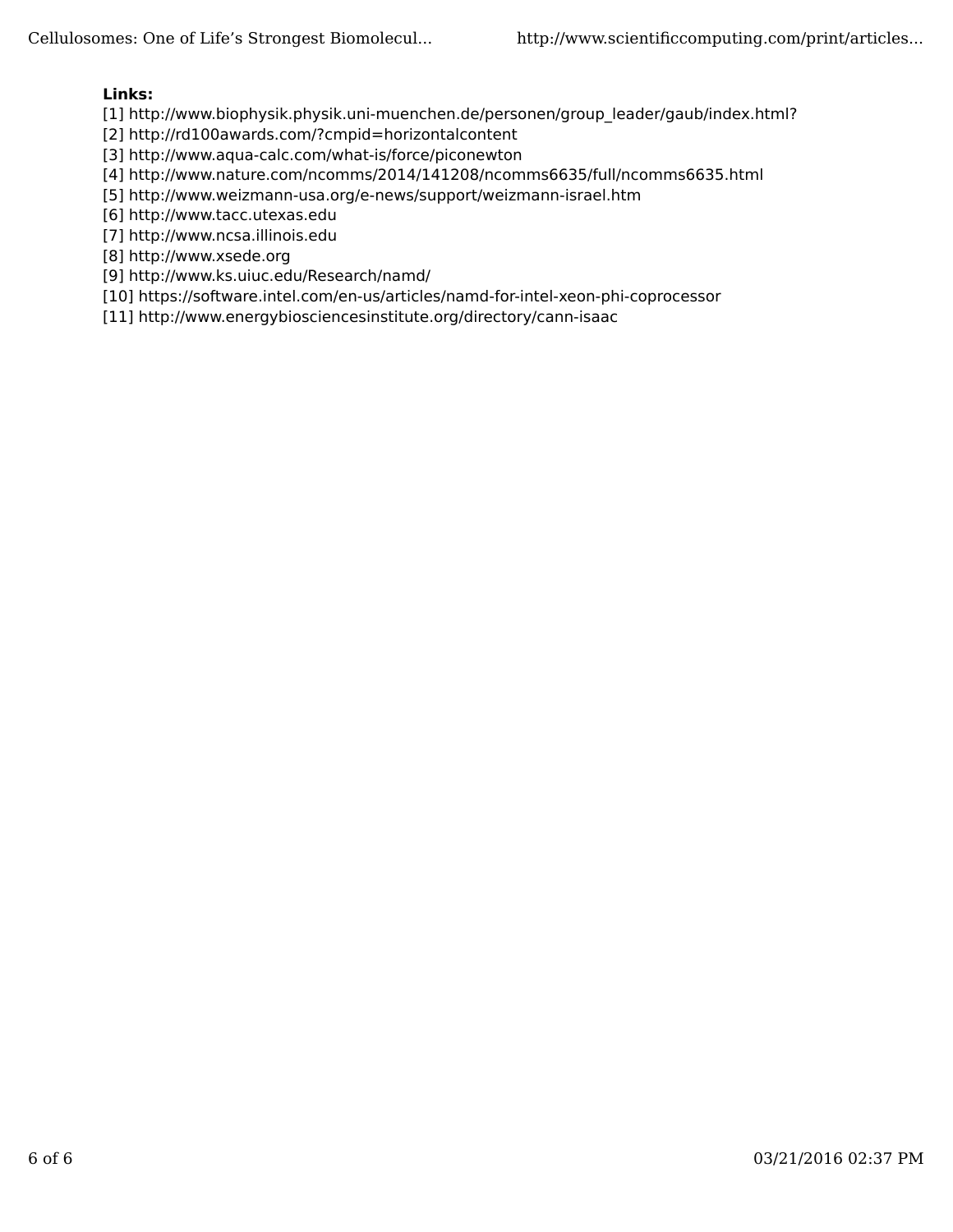**Links:**

[1] http://www.biophysik.physik.uni-muenchen.de/personen/group_leader/gaub/index.html?
[2] http://rd100awards.com/?cmpid=horizontalcontent
[3] http://www.aqua-calc.com/what-is/force/piconewton
[4] http://www.nature.com/ncomms/2014/141208/ncomms6635/full/ncomms6635.html
[5] http://www.weizmann-usa.org/e-news/support/weizmann-israel.htm
[6] http://www.tacc.utexas.edu
[7] http://www.ncsa.illinois.edu
[8] http://www.xsede.org
[9] http://www.ks.uiuc.edu/Research/namd/
[10] https://software.intel.com/en-us/articles/namd-for-intel-xeon-phi-coprocessor
[11] http://www.energybiosciencesinstitute.org/directory/cann-isaac